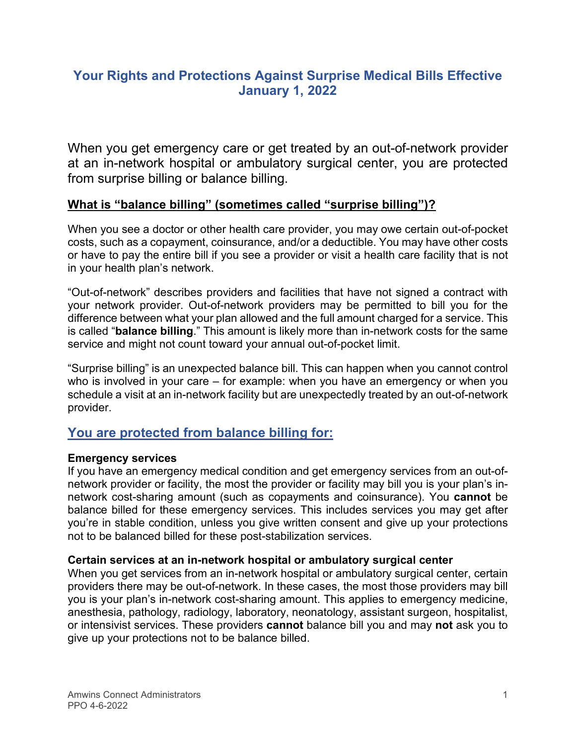# Your Rights and Protections Against Surprise Medical Bills Effective January 1, 2022

When you get emergency care or get treated by an out-of-network provider at an in-network hospital or ambulatory surgical center, you are protected from surprise billing or balance billing.

## What is "balance billing" (sometimes called "surprise billing")?

When you see a doctor or other health care provider, you may owe certain out-of-pocket costs, such as a copayment, coinsurance, and/or a deductible. You may have other costs or have to pay the entire bill if you see a provider or visit a health care facility that is not in your health plan's network.

"Out-of-network" describes providers and facilities that have not signed a contract with your network provider. Out-of-network providers may be permitted to bill you for the difference between what your plan allowed and the full amount charged for a service. This is called "**balance billing**." This amount is likely more than in-network costs for the same service and might not count toward your annual out-of-pocket limit.

"Surprise billing" is an unexpected balance bill. This can happen when you cannot control who is involved in your care – for example: when you have an emergency or when you schedule a visit at an in-network facility but are unexpectedly treated by an out-of-network provider.

## You are protected from balance billing for:

**Emergency services**
If you have an emergency medical condition and get emergency services from an out-of-network provider or facility, the most the provider or facility may bill you is your plan's in-network cost-sharing amount (such as copayments and coinsurance). You **cannot** be balance billed for these emergency services. This includes services you may get after you're in stable condition, unless you give written consent and give up your protections not to be balanced billed for these post-stabilization services.

**Certain services at an in-network hospital or ambulatory surgical center**
When you get services from an in-network hospital or ambulatory surgical center, certain providers there may be out-of-network. In these cases, the most those providers may bill you is your plan's in-network cost-sharing amount. This applies to emergency medicine, anesthesia, pathology, radiology, laboratory, neonatology, assistant surgeon, hospitalist, or intensivist services. These providers **cannot** balance bill you and may **not** ask you to give up your protections not to be balance billed.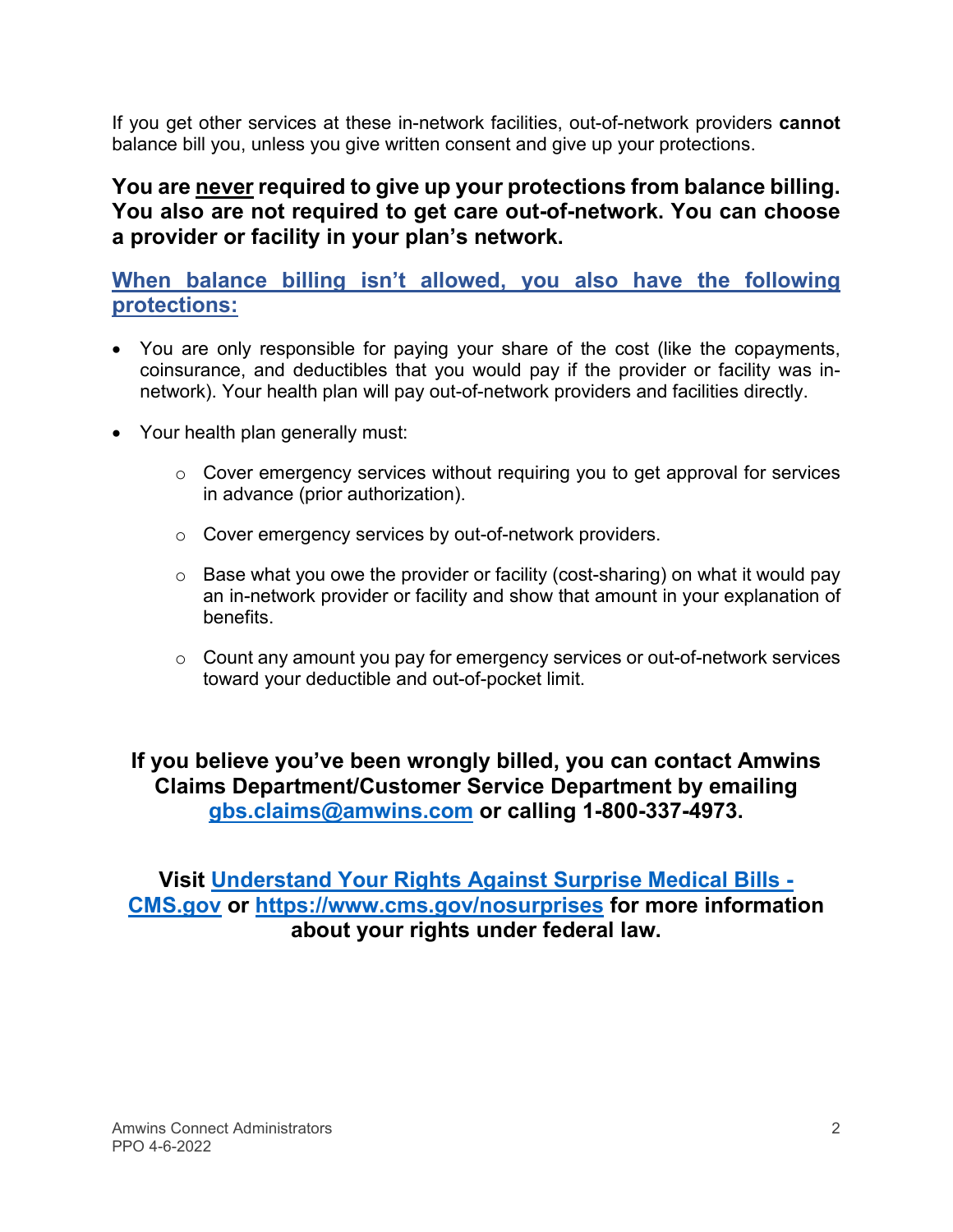If you get other services at these in-network facilities, out-of-network providers **cannot** balance bill you, unless you give written consent and give up your protections.

**You are <u>never</u> required to give up your protections from balance billing. You also are not required to get care out-of-network. You can choose a provider or facility in your plan's network.**

## When balance billing isn't allowed, you also have the following protections:

- You are only responsible for paying your share of the cost (like the copayments, coinsurance, and deductibles that you would pay if the provider or facility was in-network). Your health plan will pay out-of-network providers and facilities directly.
- Your health plan generally must:
  - Cover emergency services without requiring you to get approval for services in advance (prior authorization).
  - Cover emergency services by out-of-network providers.
  - Base what you owe the provider or facility (cost-sharing) on what it would pay an in-network provider or facility and show that amount in your explanation of benefits.
  - Count any amount you pay for emergency services or out-of-network services toward your deductible and out-of-pocket limit.

**If you believe you've been wrongly billed, you can contact Amwins Claims Department/Customer Service Department by emailing [gbs.claims@amwins.com](mailto:gbs.claims@amwins.com) or calling 1-800-337-4973.**

**Visit [Understand Your Rights Against Surprise Medical Bills - CMS.gov](https://www.cms.gov/nosurprises) or [https://www.cms.gov/nosurprises](https://www.cms.gov/nosurprises) for more information about your rights under federal law.**

Amwins Connect Administrators
PPO 4-6-2022